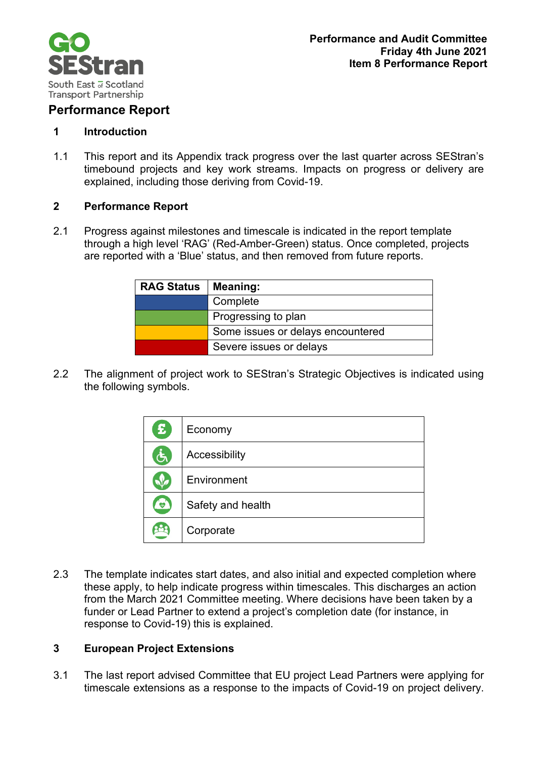**Performance and Audit Committee**
**Friday 4th June 2021**
**Item 8 Performance Report**

# Performance Report

## 1 Introduction

1.1 This report and its Appendix track progress over the last quarter across SEStran's timebound projects and key work streams. Impacts on progress or delivery are explained, including those deriving from Covid-19.

## 2 Performance Report

2.1 Progress against milestones and timescale is indicated in the report template through a high level 'RAG' (Red-Amber-Green) status. Once completed, projects are reported with a 'Blue' status, and then removed from future reports.

| RAG Status | Meaning: |
| --- | --- |
| Blue | Complete |
| Green | Progressing to plan |
| Amber | Some issues or delays encountered |
| Red | Severe issues or delays |

2.2 The alignment of project work to SEStran's Strategic Objectives is indicated using the following symbols.

| Symbol | Objective |
| --- | --- |
| £ | Economy |
| Accessibility symbol | Accessibility |
| Environment symbol | Environment |
| Safety and health symbol | Safety and health |
| Corporate symbol | Corporate |

2.3 The template indicates start dates, and also initial and expected completion where these apply, to help indicate progress within timescales. This discharges an action from the March 2021 Committee meeting. Where decisions have been taken by a funder or Lead Partner to extend a project's completion date (for instance, in response to Covid-19) this is explained.

## 3 European Project Extensions

3.1 The last report advised Committee that EU project Lead Partners were applying for timescale extensions as a response to the impacts of Covid-19 on project delivery.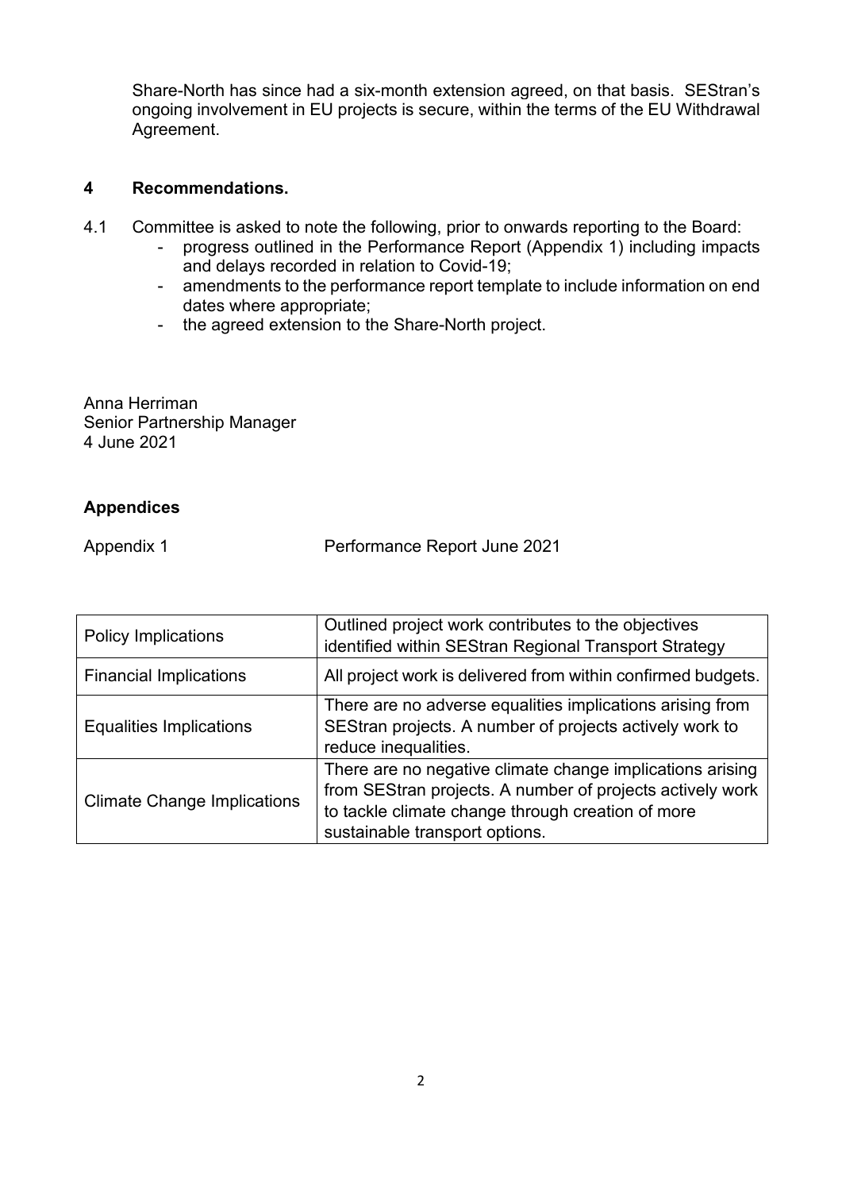Share-North has since had a six-month extension agreed, on that basis. SEStran's ongoing involvement in EU projects is secure, within the terms of the EU Withdrawal Agreement.

## 4 Recommendations.

4.1 Committee is asked to note the following, prior to onwards reporting to the Board:

- progress outlined in the Performance Report (Appendix 1) including impacts and delays recorded in relation to Covid-19;
- amendments to the performance report template to include information on end dates where appropriate;
- the agreed extension to the Share-North project.

Anna Herriman
Senior Partnership Manager
4 June 2021

**Appendices**

Appendix 1 Performance Report June 2021

| | |
|---|---|
| Policy Implications | Outlined project work contributes to the objectives identified within SEStran Regional Transport Strategy |
| Financial Implications | All project work is delivered from within confirmed budgets. |
| Equalities Implications | There are no adverse equalities implications arising from SEStran projects. A number of projects actively work to reduce inequalities. |
| Climate Change Implications | There are no negative climate change implications arising from SEStran projects. A number of projects actively work to tackle climate change through creation of more sustainable transport options. |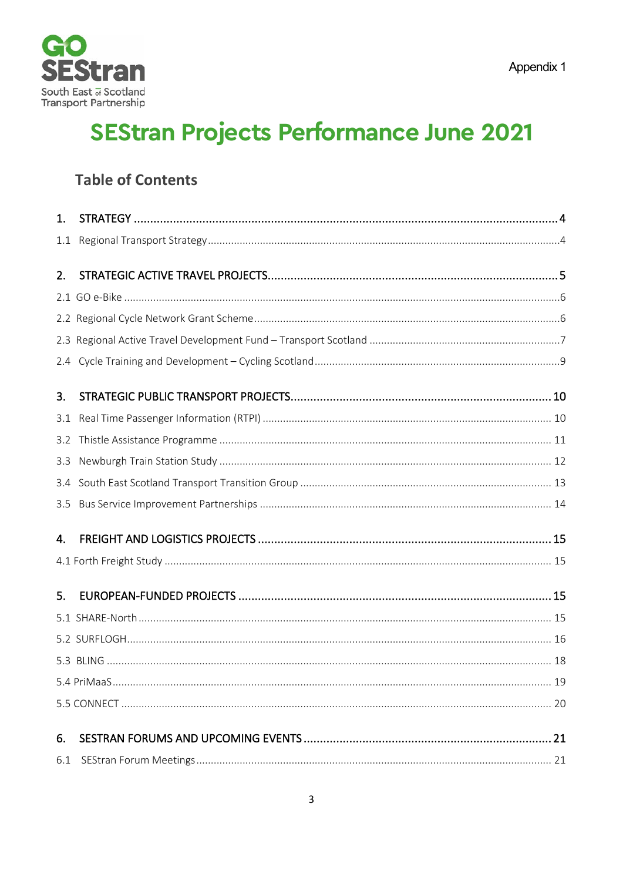Appendix 1

# SEStran Projects Performance June 2021

## Table of Contents

1. STRATEGY ........ 4
   - 1.1 Regional Transport Strategy ........ 4
2. STRATEGIC ACTIVE TRAVEL PROJECTS ........ 5
   - 2.1 GO e-Bike ........ 6
   - 2.2 Regional Cycle Network Grant Scheme ........ 6
   - 2.3 Regional Active Travel Development Fund – Transport Scotland ........ 7
   - 2.4 Cycle Training and Development – Cycling Scotland ........ 9
3. STRATEGIC PUBLIC TRANSPORT PROJECTS ........ 10
   - 3.1 Real Time Passenger Information (RTPI) ........ 10
   - 3.2 Thistle Assistance Programme ........ 11
   - 3.3 Newburgh Train Station Study ........ 12
   - 3.4 South East Scotland Transport Transition Group ........ 13
   - 3.5 Bus Service Improvement Partnerships ........ 14
4. FREIGHT AND LOGISTICS PROJECTS ........ 15
   - 4.1 Forth Freight Study ........ 15
5. EUROPEAN-FUNDED PROJECTS ........ 15
   - 5.1 SHARE-North ........ 15
   - 5.2 SURFLOGH ........ 16
   - 5.3 BLING ........ 18
   - 5.4 PriMaaS ........ 19
   - 5.5 CONNECT ........ 20
6. SESTRAN FORUMS AND UPCOMING EVENTS ........ 21
   - 6.1 SEStran Forum Meetings ........ 21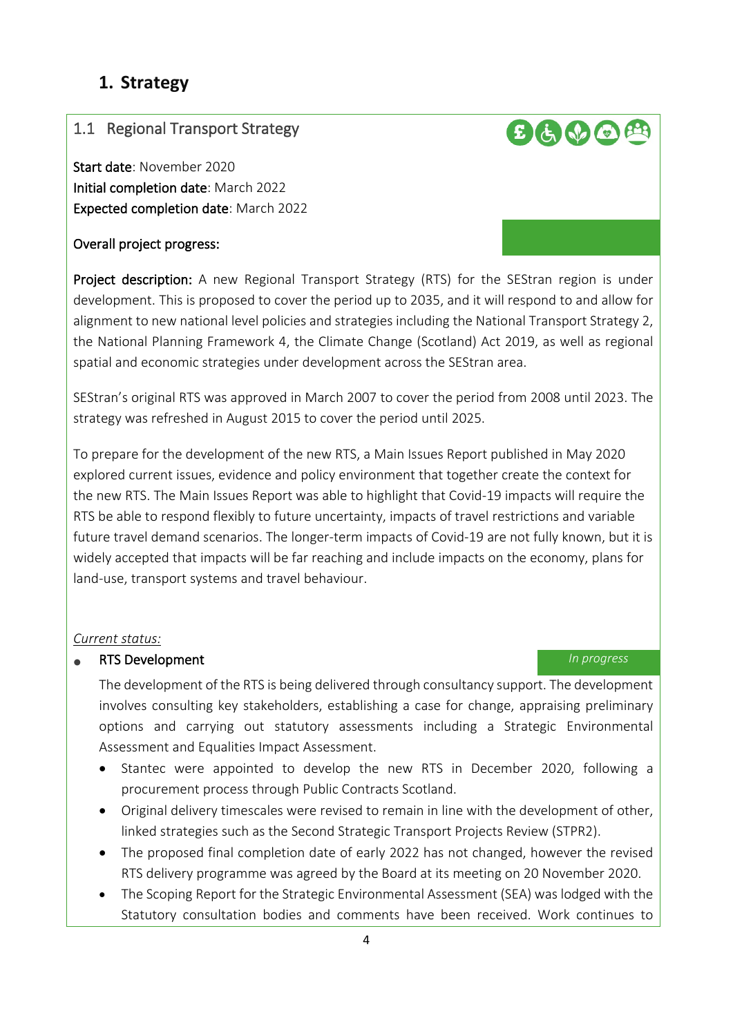# 1. Strategy

## 1.1 Regional Transport Strategy

**Start date**: November 2020
**Initial completion date**: March 2022
**Expected completion date**: March 2022

**Overall project progress:**

**Project description:** A new Regional Transport Strategy (RTS) for the SEStran region is under development. This is proposed to cover the period up to 2035, and it will respond to and allow for alignment to new national level policies and strategies including the National Transport Strategy 2, the National Planning Framework 4, the Climate Change (Scotland) Act 2019, as well as regional spatial and economic strategies under development across the SEStran area.

SEStran's original RTS was approved in March 2007 to cover the period from 2008 until 2023. The strategy was refreshed in August 2015 to cover the period until 2025.

To prepare for the development of the new RTS, a Main Issues Report published in May 2020 explored current issues, evidence and policy environment that together create the context for the new RTS. The Main Issues Report was able to highlight that Covid-19 impacts will require the RTS be able to respond flexibly to future uncertainty, impacts of travel restrictions and variable future travel demand scenarios. The longer-term impacts of Covid-19 are not fully known, but it is widely accepted that impacts will be far reaching and include impacts on the economy, plans for land-use, transport systems and travel behaviour.

*Current status:*

- **RTS Development** — *In progress*

  The development of the RTS is being delivered through consultancy support. The development involves consulting key stakeholders, establishing a case for change, appraising preliminary options and carrying out statutory assessments including a Strategic Environmental Assessment and Equalities Impact Assessment.

  - Stantec were appointed to develop the new RTS in December 2020, following a procurement process through Public Contracts Scotland.
  - Original delivery timescales were revised to remain in line with the development of other, linked strategies such as the Second Strategic Transport Projects Review (STPR2).
  - The proposed final completion date of early 2022 has not changed, however the revised RTS delivery programme was agreed by the Board at its meeting on 20 November 2020.
  - The Scoping Report for the Strategic Environmental Assessment (SEA) was lodged with the Statutory consultation bodies and comments have been received. Work continues to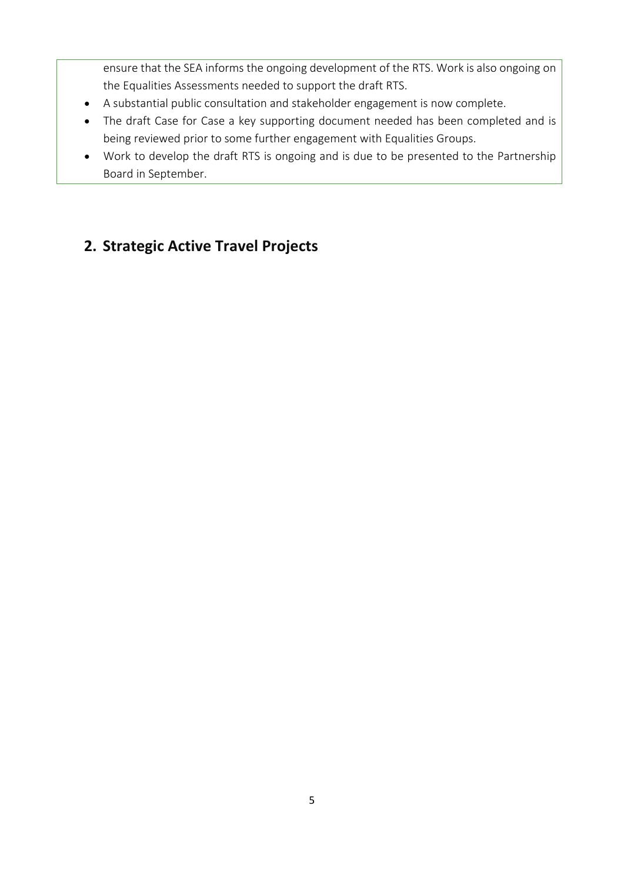ensure that the SEA informs the ongoing development of the RTS. Work is also ongoing on the Equalities Assessments needed to support the draft RTS.

- A substantial public consultation and stakeholder engagement is now complete.
- The draft Case for Case a key supporting document needed has been completed and is being reviewed prior to some further engagement with Equalities Groups.
- Work to develop the draft RTS is ongoing and is due to be presented to the Partnership Board in September.

## 2. Strategic Active Travel Projects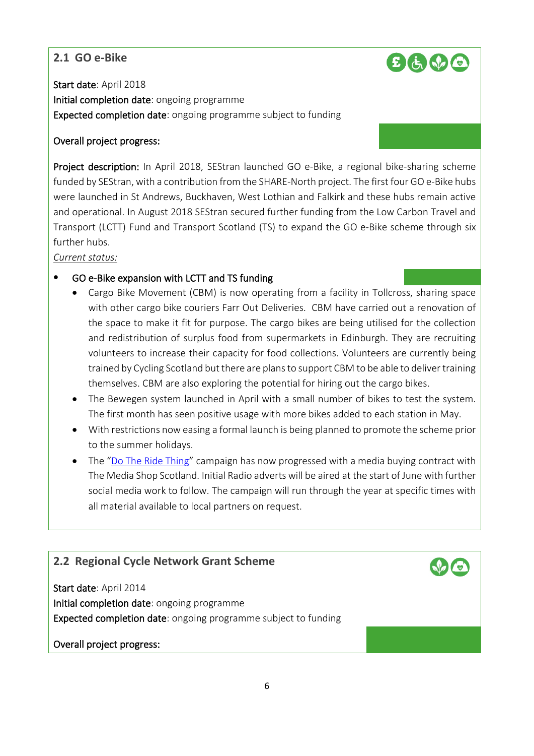## 2.1 GO e-Bike

**Start date**: April 2018
**Initial completion date**: ongoing programme
**Expected completion date**: ongoing programme subject to funding

**Overall project progress:**

**Project description:** In April 2018, SEStran launched GO e-Bike, a regional bike-sharing scheme funded by SEStran, with a contribution from the SHARE-North project. The first four GO e-Bike hubs were launched in St Andrews, Buckhaven, West Lothian and Falkirk and these hubs remain active and operational. In August 2018 SEStran secured further funding from the Low Carbon Travel and Transport (LCTT) Fund and Transport Scotland (TS) to expand the GO e-Bike scheme through six further hubs.

*Current status:*

- **GO e-Bike expansion with LCTT and TS funding**
  - Cargo Bike Movement (CBM) is now operating from a facility in Tollcross, sharing space with other cargo bike couriers Farr Out Deliveries. CBM have carried out a renovation of the space to make it fit for purpose. The cargo bikes are being utilised for the collection and redistribution of surplus food from supermarkets in Edinburgh. They are recruiting volunteers to increase their capacity for food collections. Volunteers are currently being trained by Cycling Scotland but there are plans to support CBM to be able to deliver training themselves. CBM are also exploring the potential for hiring out the cargo bikes.
  - The Bewegen system launched in April with a small number of bikes to test the system. The first month has seen positive usage with more bikes added to each station in May.
  - With restrictions now easing a formal launch is being planned to promote the scheme prior to the summer holidays.
  - The "Do The Ride Thing" campaign has now progressed with a media buying contract with The Media Shop Scotland. Initial Radio adverts will be aired at the start of June with further social media work to follow. The campaign will run through the year at specific times with all material available to local partners on request.

## 2.2 Regional Cycle Network Grant Scheme

**Start date**: April 2014
**Initial completion date**: ongoing programme
**Expected completion date**: ongoing programme subject to funding

**Overall project progress:**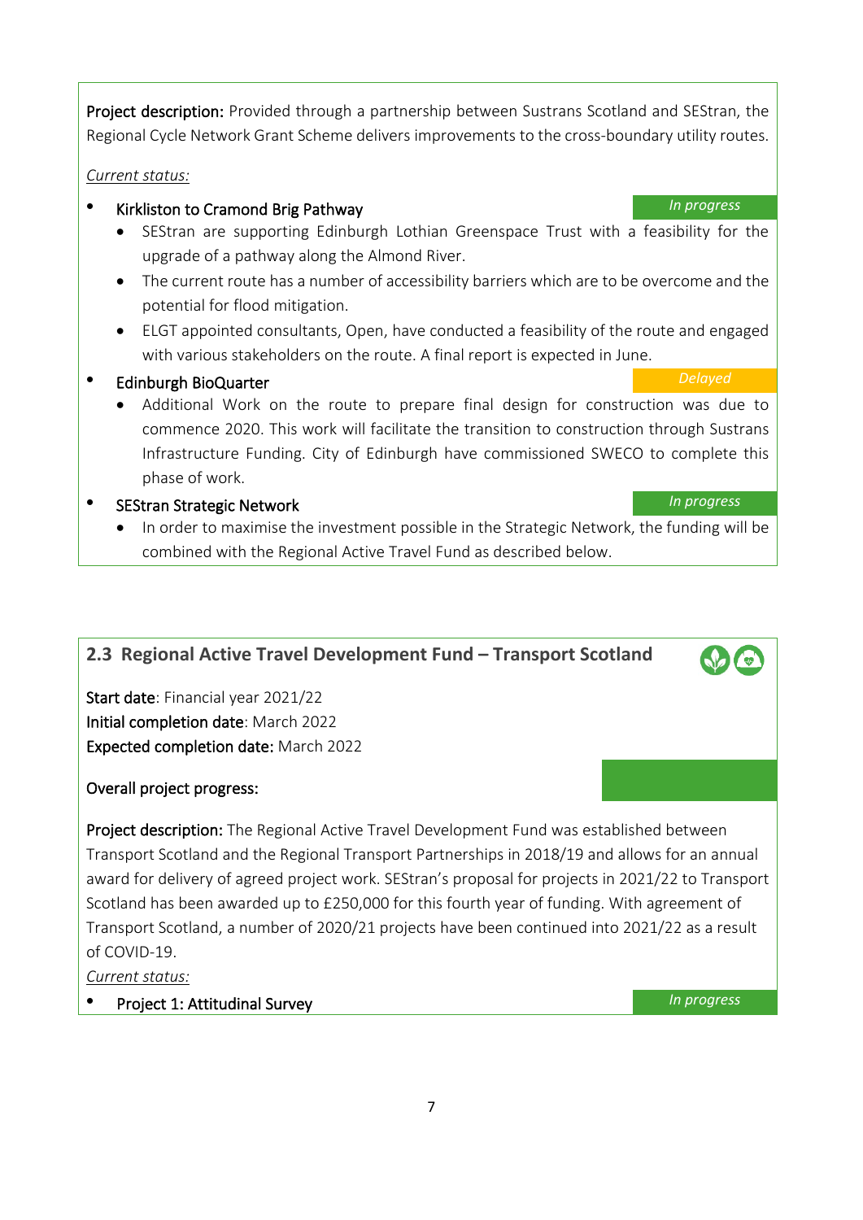**Project description:** Provided through a partnership between Sustrans Scotland and SEStran, the Regional Cycle Network Grant Scheme delivers improvements to the cross-boundary utility routes.

*Current status:*

- **Kirkliston to Cramond Brig Pathway** — *In progress*
  - SEStran are supporting Edinburgh Lothian Greenspace Trust with a feasibility for the upgrade of a pathway along the Almond River.
  - The current route has a number of accessibility barriers which are to be overcome and the potential for flood mitigation.
  - ELGT appointed consultants, Open, have conducted a feasibility of the route and engaged with various stakeholders on the route. A final report is expected in June.
- **Edinburgh BioQuarter** — *Delayed*
  - Additional Work on the route to prepare final design for construction was due to commence 2020. This work will facilitate the transition to construction through Sustrans Infrastructure Funding. City of Edinburgh have commissioned SWECO to complete this phase of work.
- **SEStran Strategic Network** — *In progress*
  - In order to maximise the investment possible in the Strategic Network, the funding will be combined with the Regional Active Travel Fund as described below.

## 2.3 Regional Active Travel Development Fund – Transport Scotland

**Start date**: Financial year 2021/22
**Initial completion date**: March 2022
**Expected completion date:** March 2022

**Overall project progress:**

**Project description:** The Regional Active Travel Development Fund was established between Transport Scotland and the Regional Transport Partnerships in 2018/19 and allows for an annual award for delivery of agreed project work. SEStran's proposal for projects in 2021/22 to Transport Scotland has been awarded up to £250,000 for this fourth year of funding. With agreement of Transport Scotland, a number of 2020/21 projects have been continued into 2021/22 as a result of COVID-19.

*Current status:*

- **Project 1: Attitudinal Survey** — *In progress*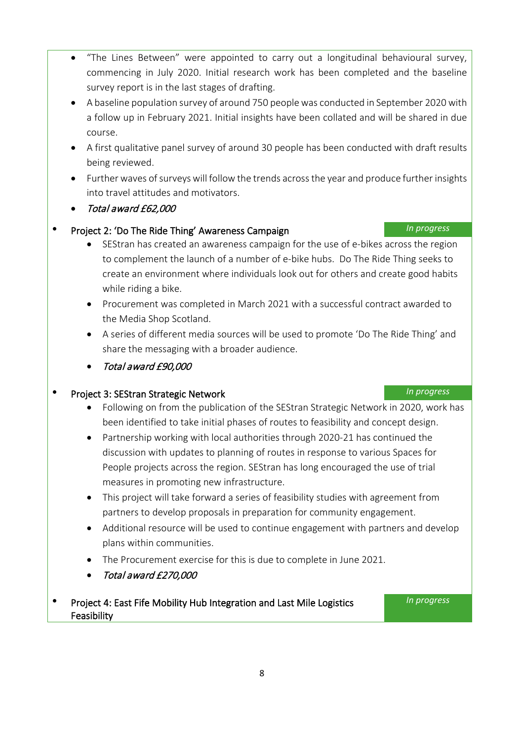- "The Lines Between" were appointed to carry out a longitudinal behavioural survey, commencing in July 2020. Initial research work has been completed and the baseline survey report is in the last stages of drafting.
- A baseline population survey of around 750 people was conducted in September 2020 with a follow up in February 2021. Initial insights have been collated and will be shared in due course.
- A first qualitative panel survey of around 30 people has been conducted with draft results being reviewed.
- Further waves of surveys will follow the trends across the year and produce further insights into travel attitudes and motivators.
- *Total award £62,000*

- Project 2: 'Do The Ride Thing' Awareness Campaign — *In progress*
  - SEStran has created an awareness campaign for the use of e-bikes across the region to complement the launch of a number of e-bike hubs. Do The Ride Thing seeks to create an environment where individuals look out for others and create good habits while riding a bike.
  - Procurement was completed in March 2021 with a successful contract awarded to the Media Shop Scotland.
  - A series of different media sources will be used to promote 'Do The Ride Thing' and share the messaging with a broader audience.
  - *Total award £90,000*

- Project 3: SEStran Strategic Network — *In progress*
  - Following on from the publication of the SEStran Strategic Network in 2020, work has been identified to take initial phases of routes to feasibility and concept design.
  - Partnership working with local authorities through 2020-21 has continued the discussion with updates to planning of routes in response to various Spaces for People projects across the region. SEStran has long encouraged the use of trial measures in promoting new infrastructure.
  - This project will take forward a series of feasibility studies with agreement from partners to develop proposals in preparation for community engagement.
  - Additional resource will be used to continue engagement with partners and develop plans within communities.
  - The Procurement exercise for this is due to complete in June 2021.
  - *Total award £270,000*

- Project 4: East Fife Mobility Hub Integration and Last Mile Logistics Feasibility — *In progress*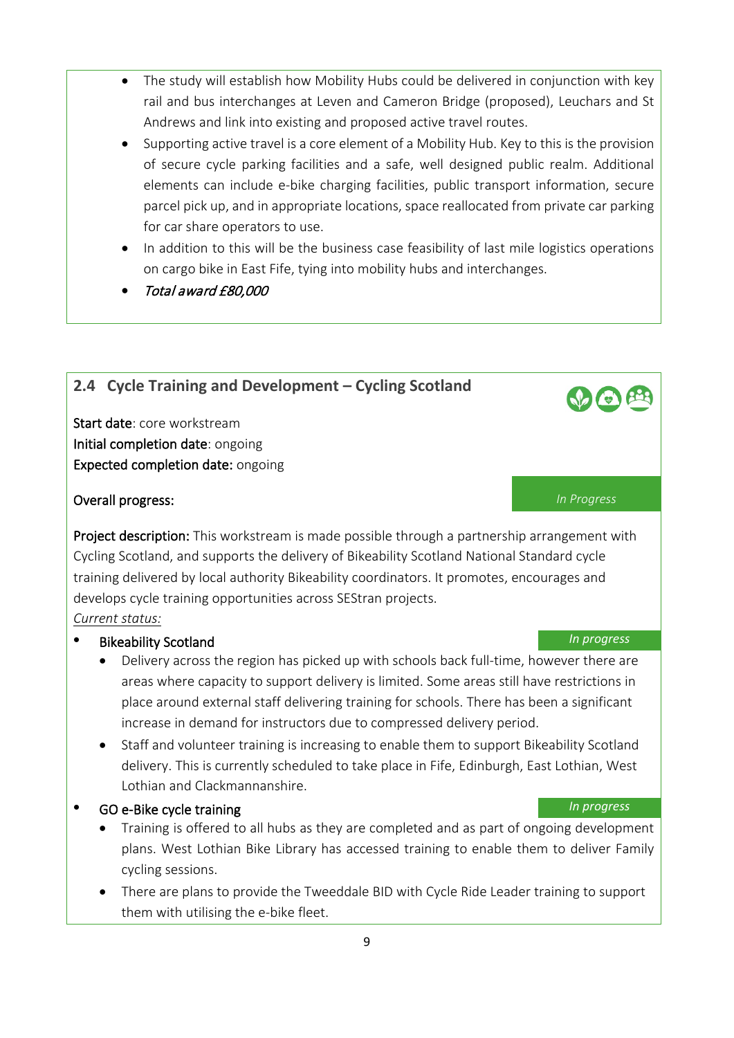- The study will establish how Mobility Hubs could be delivered in conjunction with key rail and bus interchanges at Leven and Cameron Bridge (proposed), Leuchars and St Andrews and link into existing and proposed active travel routes.
- Supporting active travel is a core element of a Mobility Hub. Key to this is the provision of secure cycle parking facilities and a safe, well designed public realm. Additional elements can include e-bike charging facilities, public transport information, secure parcel pick up, and in appropriate locations, space reallocated from private car parking for car share operators to use.
- In addition to this will be the business case feasibility of last mile logistics operations on cargo bike in East Fife, tying into mobility hubs and interchanges.
- *Total award £80,000*

## 2.4 Cycle Training and Development – Cycling Scotland

**Start date**: core workstream
**Initial completion date**: ongoing
**Expected completion date:** ongoing

**Overall progress:** *In Progress*

**Project description:** This workstream is made possible through a partnership arrangement with Cycling Scotland, and supports the delivery of Bikeability Scotland National Standard cycle training delivered by local authority Bikeability coordinators. It promotes, encourages and develops cycle training opportunities across SEStran projects.

*Current status:*

- Bikeability Scotland — *In progress*
  - Delivery across the region has picked up with schools back full-time, however there are areas where capacity to support delivery is limited. Some areas still have restrictions in place around external staff delivering training for schools. There has been a significant increase in demand for instructors due to compressed delivery period.
  - Staff and volunteer training is increasing to enable them to support Bikeability Scotland delivery. This is currently scheduled to take place in Fife, Edinburgh, East Lothian, West Lothian and Clackmannanshire.
- GO e-Bike cycle training — *In progress*
  - Training is offered to all hubs as they are completed and as part of ongoing development plans. West Lothian Bike Library has accessed training to enable them to deliver Family cycling sessions.
  - There are plans to provide the Tweeddale BID with Cycle Ride Leader training to support them with utilising the e-bike fleet.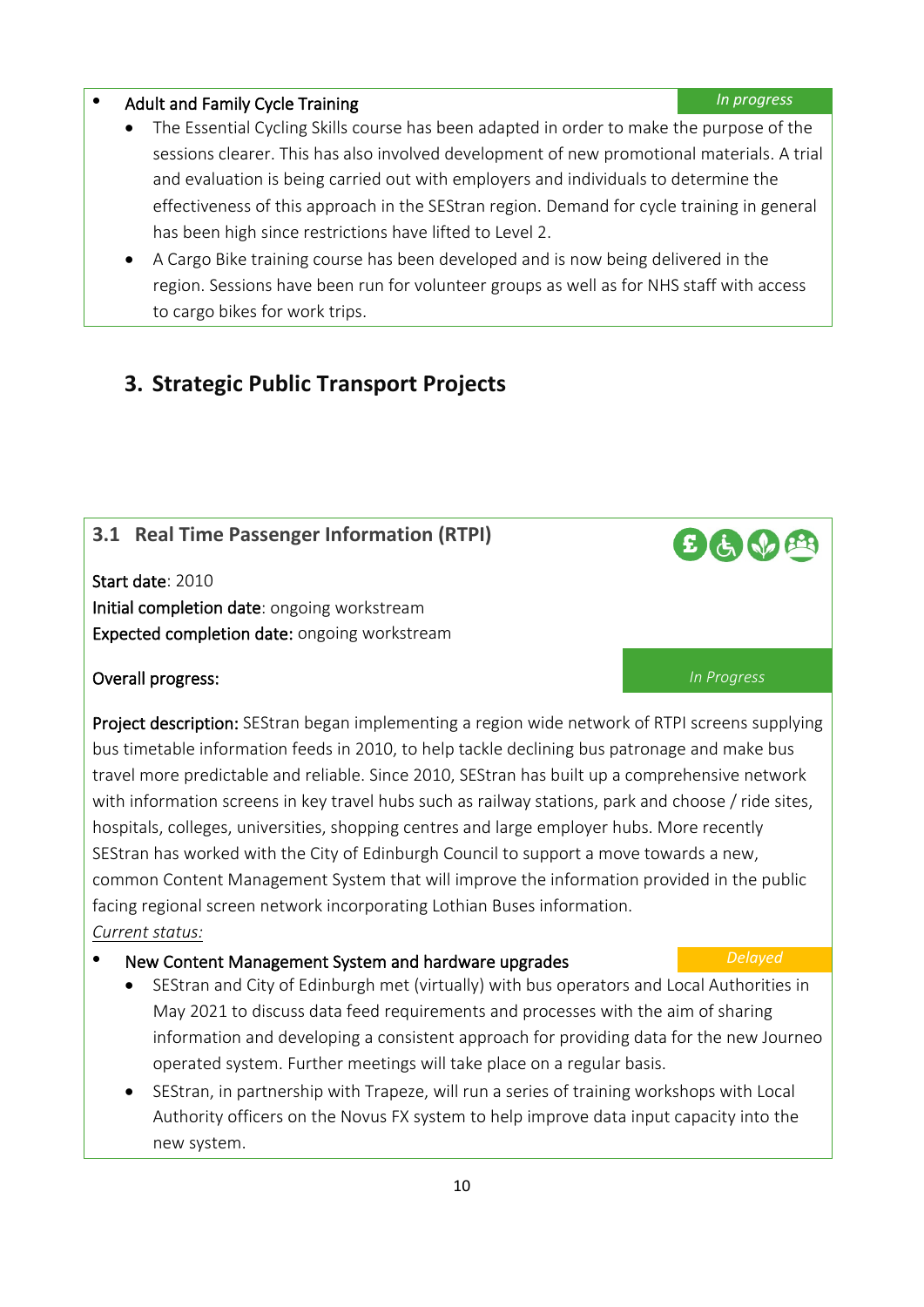- Adult and Family Cycle Training *In progress*
  - The Essential Cycling Skills course has been adapted in order to make the purpose of the sessions clearer. This has also involved development of new promotional materials. A trial and evaluation is being carried out with employers and individuals to determine the effectiveness of this approach in the SEStran region. Demand for cycle training in general has been high since restrictions have lifted to Level 2.
  - A Cargo Bike training course has been developed and is now being delivered in the region. Sessions have been run for volunteer groups as well as for NHS staff with access to cargo bikes for work trips.

## 3. Strategic Public Transport Projects

### 3.1 Real Time Passenger Information (RTPI)

**Start date**: 2010
**Initial completion date**: ongoing workstream
**Expected completion date:** ongoing workstream

**Overall progress:** *In Progress*

**Project description:** SEStran began implementing a region wide network of RTPI screens supplying bus timetable information feeds in 2010, to help tackle declining bus patronage and make bus travel more predictable and reliable. Since 2010, SEStran has built up a comprehensive network with information screens in key travel hubs such as railway stations, park and choose / ride sites, hospitals, colleges, universities, shopping centres and large employer hubs. More recently SEStran has worked with the City of Edinburgh Council to support a move towards a new, common Content Management System that will improve the information provided in the public facing regional screen network incorporating Lothian Buses information.

*Current status:*

- New Content Management System and hardware upgrades *Delayed*
  - SEStran and City of Edinburgh met (virtually) with bus operators and Local Authorities in May 2021 to discuss data feed requirements and processes with the aim of sharing information and developing a consistent approach for providing data for the new Journeo operated system. Further meetings will take place on a regular basis.
  - SEStran, in partnership with Trapeze, will run a series of training workshops with Local Authority officers on the Novus FX system to help improve data input capacity into the new system.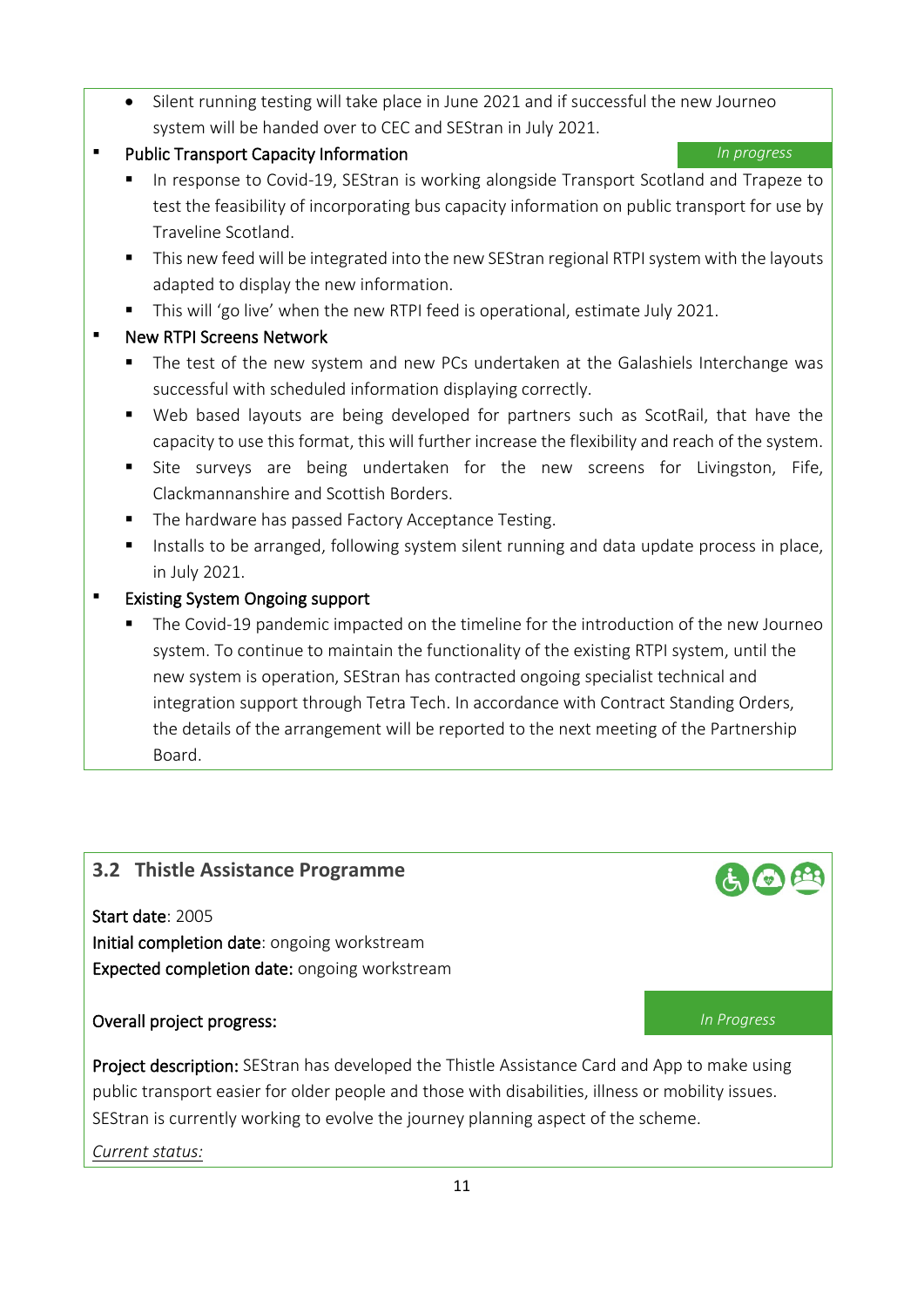- Silent running testing will take place in June 2021 and if successful the new Journeo system will be handed over to CEC and SEStran in July 2021.

- Public Transport Capacity Information — *In progress*
  - In response to Covid-19, SEStran is working alongside Transport Scotland and Trapeze to test the feasibility of incorporating bus capacity information on public transport for use by Traveline Scotland.
  - This new feed will be integrated into the new SEStran regional RTPI system with the layouts adapted to display the new information.
  - This will 'go live' when the new RTPI feed is operational, estimate July 2021.
- New RTPI Screens Network
  - The test of the new system and new PCs undertaken at the Galashiels Interchange was successful with scheduled information displaying correctly.
  - Web based layouts are being developed for partners such as ScotRail, that have the capacity to use this format, this will further increase the flexibility and reach of the system.
  - Site surveys are being undertaken for the new screens for Livingston, Fife, Clackmannanshire and Scottish Borders.
  - The hardware has passed Factory Acceptance Testing.
  - Installs to be arranged, following system silent running and data update process in place, in July 2021.
- Existing System Ongoing support
  - The Covid-19 pandemic impacted on the timeline for the introduction of the new Journeo system. To continue to maintain the functionality of the existing RTPI system, until the new system is operation, SEStran has contracted ongoing specialist technical and integration support through Tetra Tech. In accordance with Contract Standing Orders, the details of the arrangement will be reported to the next meeting of the Partnership Board.

## 3.2 Thistle Assistance Programme

**Start date**: 2005
**Initial completion date**: ongoing workstream
**Expected completion date:** ongoing workstream

**Overall project progress:** *In Progress*

**Project description:** SEStran has developed the Thistle Assistance Card and App to make using public transport easier for older people and those with disabilities, illness or mobility issues. SEStran is currently working to evolve the journey planning aspect of the scheme.

*Current status:*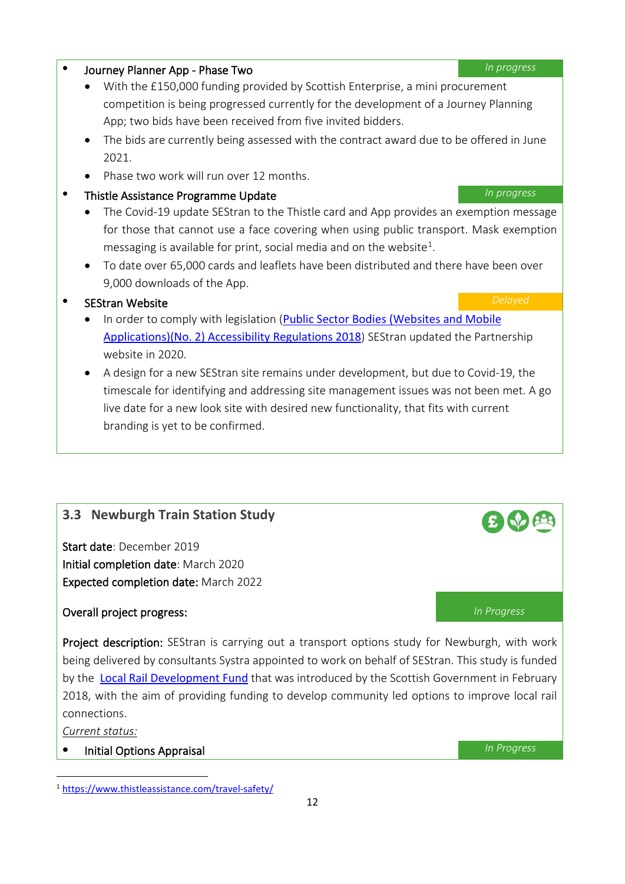- Journey Planner App - Phase Two *In progress*
  - With the £150,000 funding provided by Scottish Enterprise, a mini procurement competition is being progressed currently for the development of a Journey Planning App; two bids have been received from five invited bidders.
  - The bids are currently being assessed with the contract award due to be offered in June 2021.
  - Phase two work will run over 12 months.
- Thistle Assistance Programme Update *In progress*
  - The Covid-19 update SEStran to the Thistle card and App provides an exemption message for those that cannot use a face covering when using public transport. Mask exemption messaging is available for print, social media and on the website[1].
  - To date over 65,000 cards and leaflets have been distributed and there have been over 9,000 downloads of the App.
- SEStran Website *Delayed*
  - In order to comply with legislation (Public Sector Bodies (Websites and Mobile Applications)(No. 2) Accessibility Regulations 2018) SEStran updated the Partnership website in 2020.
  - A design for a new SEStran site remains under development, but due to Covid-19, the timescale for identifying and addressing site management issues was not been met. A go live date for a new look site with desired new functionality, that fits with current branding is yet to be confirmed.

## 3.3 Newburgh Train Station Study

**Start date**: December 2019
**Initial completion date**: March 2020
**Expected completion date:** March 2022

**Overall project progress:** *In Progress*

**Project description:** SEStran is carrying out a transport options study for Newburgh, with work being delivered by consultants Systra appointed to work on behalf of SEStran. This study is funded by the Local Rail Development Fund that was introduced by the Scottish Government in February 2018, with the aim of providing funding to develop community led options to improve local rail connections.

*Current status:*

- Initial Options Appraisal *In Progress*

[1] https://www.thistleassistance.com/travel-safety/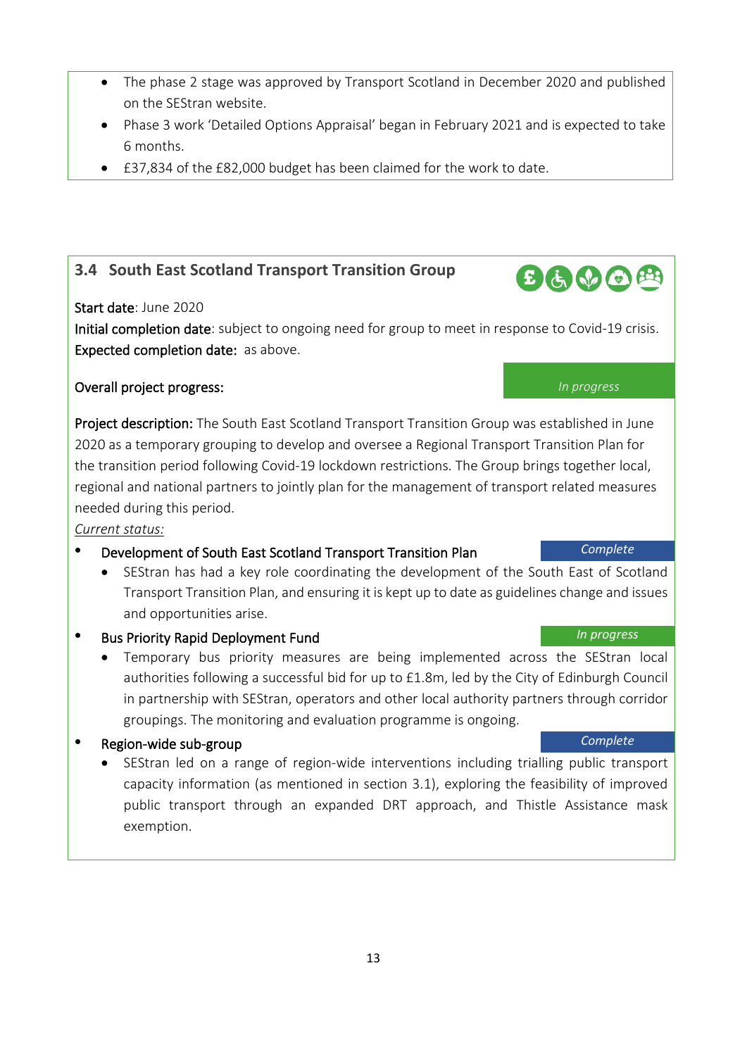- The phase 2 stage was approved by Transport Scotland in December 2020 and published on the SEStran website.
- Phase 3 work 'Detailed Options Appraisal' began in February 2021 and is expected to take 6 months.
- £37,834 of the £82,000 budget has been claimed for the work to date.

### 3.4 South East Scotland Transport Transition Group

**Start date**: June 2020

**Initial completion date**: subject to ongoing need for group to meet in response to Covid-19 crisis.

**Expected completion date:** as above.

**Overall project progress:** *In progress*

**Project description:** The South East Scotland Transport Transition Group was established in June 2020 as a temporary grouping to develop and oversee a Regional Transport Transition Plan for the transition period following Covid-19 lockdown restrictions. The Group brings together local, regional and national partners to jointly plan for the management of transport related measures needed during this period.

*Current status:*

- Development of South East Scotland Transport Transition Plan — *Complete*
  - SEStran has had a key role coordinating the development of the South East of Scotland Transport Transition Plan, and ensuring it is kept up to date as guidelines change and issues and opportunities arise.
- Bus Priority Rapid Deployment Fund — *In progress*
  - Temporary bus priority measures are being implemented across the SEStran local authorities following a successful bid for up to £1.8m, led by the City of Edinburgh Council in partnership with SEStran, operators and other local authority partners through corridor groupings. The monitoring and evaluation programme is ongoing.
- Region-wide sub-group — *Complete*
  - SEStran led on a range of region-wide interventions including trialling public transport capacity information (as mentioned in section 3.1), exploring the feasibility of improved public transport through an expanded DRT approach, and Thistle Assistance mask exemption.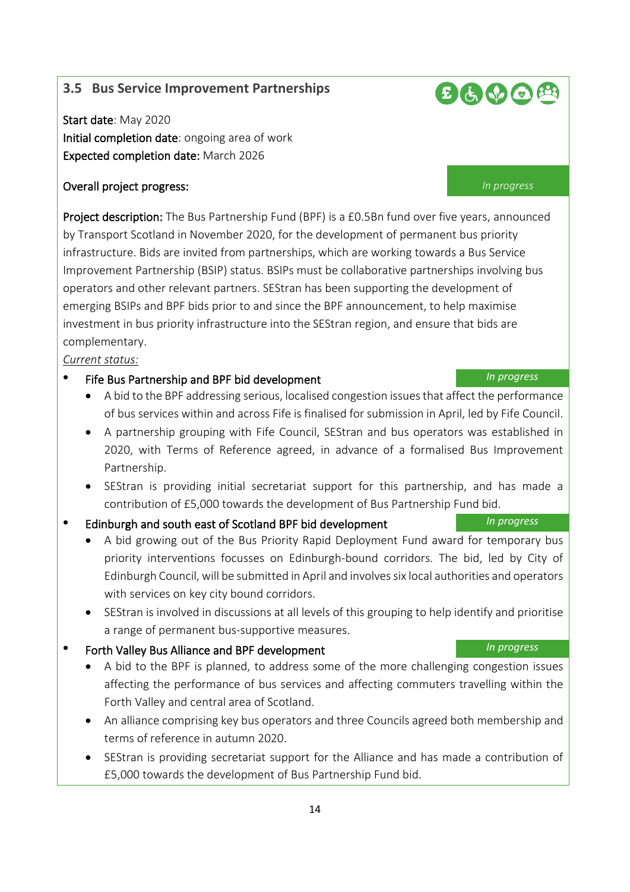## 3.5 Bus Service Improvement Partnerships

**Start date**: May 2020
**Initial completion date**: ongoing area of work
**Expected completion date:** March 2026

**Overall project progress:** *In progress*

**Project description:** The Bus Partnership Fund (BPF) is a £0.5Bn fund over five years, announced by Transport Scotland in November 2020, for the development of permanent bus priority infrastructure. Bids are invited from partnerships, which are working towards a Bus Service Improvement Partnership (BSIP) status. BSIPs must be collaborative partnerships involving bus operators and other relevant partners. SEStran has been supporting the development of emerging BSIPs and BPF bids prior to and since the BPF announcement, to help maximise investment in bus priority infrastructure into the SEStran region, and ensure that bids are complementary.

*Current status:*

- Fife Bus Partnership and BPF bid development — *In progress*
  - A bid to the BPF addressing serious, localised congestion issues that affect the performance of bus services within and across Fife is finalised for submission in April, led by Fife Council.
  - A partnership grouping with Fife Council, SEStran and bus operators was established in 2020, with Terms of Reference agreed, in advance of a formalised Bus Improvement Partnership.
  - SEStran is providing initial secretariat support for this partnership, and has made a contribution of £5,000 towards the development of Bus Partnership Fund bid.
- Edinburgh and south east of Scotland BPF bid development — *In progress*
  - A bid growing out of the Bus Priority Rapid Deployment Fund award for temporary bus priority interventions focusses on Edinburgh-bound corridors. The bid, led by City of Edinburgh Council, will be submitted in April and involves six local authorities and operators with services on key city bound corridors.
  - SEStran is involved in discussions at all levels of this grouping to help identify and prioritise a range of permanent bus-supportive measures.
- Forth Valley Bus Alliance and BPF development — *In progress*
  - A bid to the BPF is planned, to address some of the more challenging congestion issues affecting the performance of bus services and affecting commuters travelling within the Forth Valley and central area of Scotland.
  - An alliance comprising key bus operators and three Councils agreed both membership and terms of reference in autumn 2020.
  - SEStran is providing secretariat support for the Alliance and has made a contribution of £5,000 towards the development of Bus Partnership Fund bid.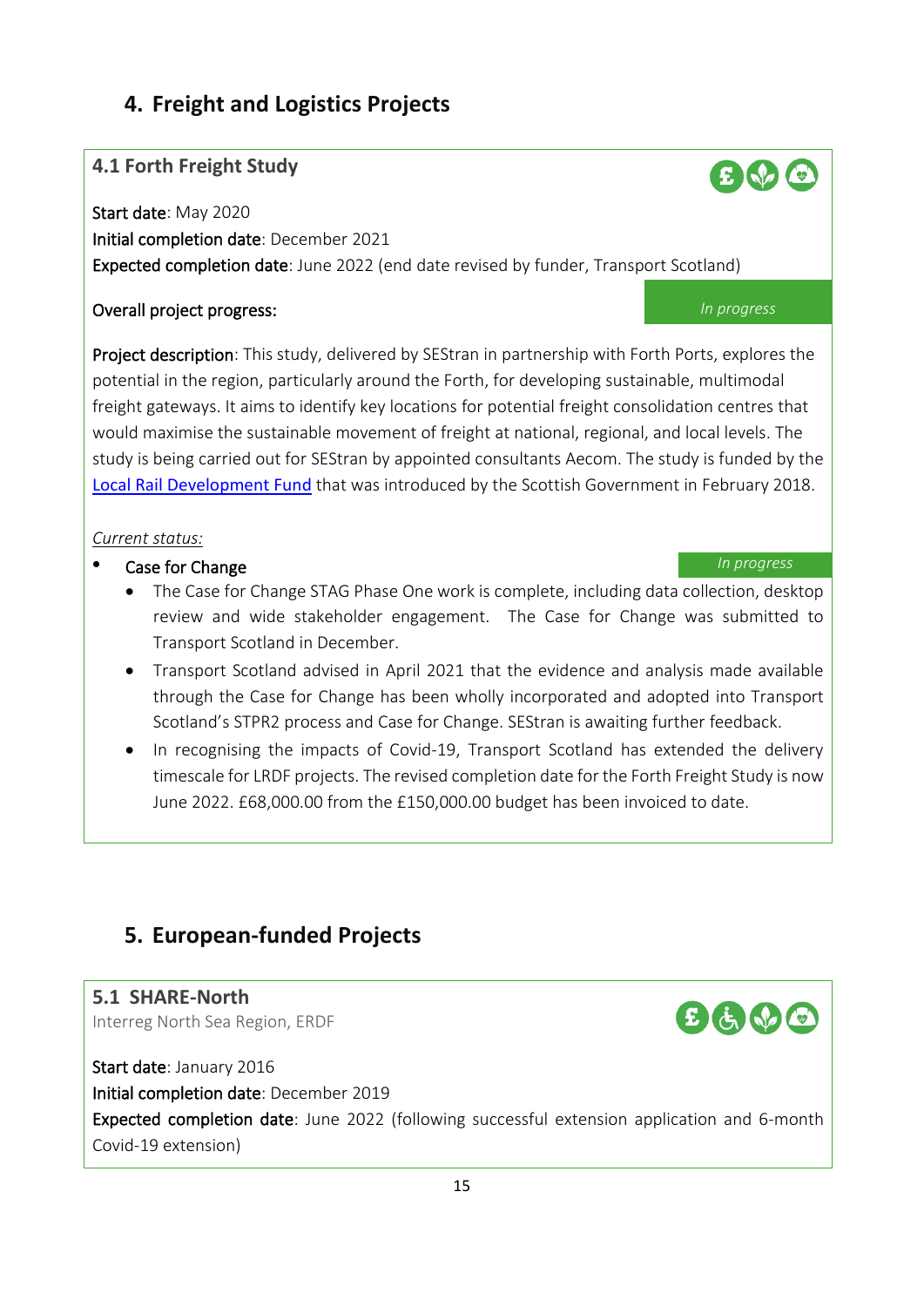## 4. Freight and Logistics Projects

### 4.1 Forth Freight Study

**Start date**: May 2020
**Initial completion date**: December 2021
**Expected completion date**: June 2022 (end date revised by funder, Transport Scotland)

**Overall project progress:** *In progress*

**Project description**: This study, delivered by SEStran in partnership with Forth Ports, explores the potential in the region, particularly around the Forth, for developing sustainable, multimodal freight gateways. It aims to identify key locations for potential freight consolidation centres that would maximise the sustainable movement of freight at national, regional, and local levels. The study is being carried out for SEStran by appointed consultants Aecom. The study is funded by the Local Rail Development Fund that was introduced by the Scottish Government in February 2018.

*Current status:*

- Case for Change — *In progress*
  - The Case for Change STAG Phase One work is complete, including data collection, desktop review and wide stakeholder engagement. The Case for Change was submitted to Transport Scotland in December.
  - Transport Scotland advised in April 2021 that the evidence and analysis made available through the Case for Change has been wholly incorporated and adopted into Transport Scotland's STPR2 process and Case for Change. SEStran is awaiting further feedback.
  - In recognising the impacts of Covid-19, Transport Scotland has extended the delivery timescale for LRDF projects. The revised completion date for the Forth Freight Study is now June 2022. £68,000.00 from the £150,000.00 budget has been invoiced to date.

## 5. European-funded Projects

### 5.1 SHARE-North

Interreg North Sea Region, ERDF

**Start date**: January 2016
**Initial completion date**: December 2019
**Expected completion date**: June 2022 (following successful extension application and 6-month Covid-19 extension)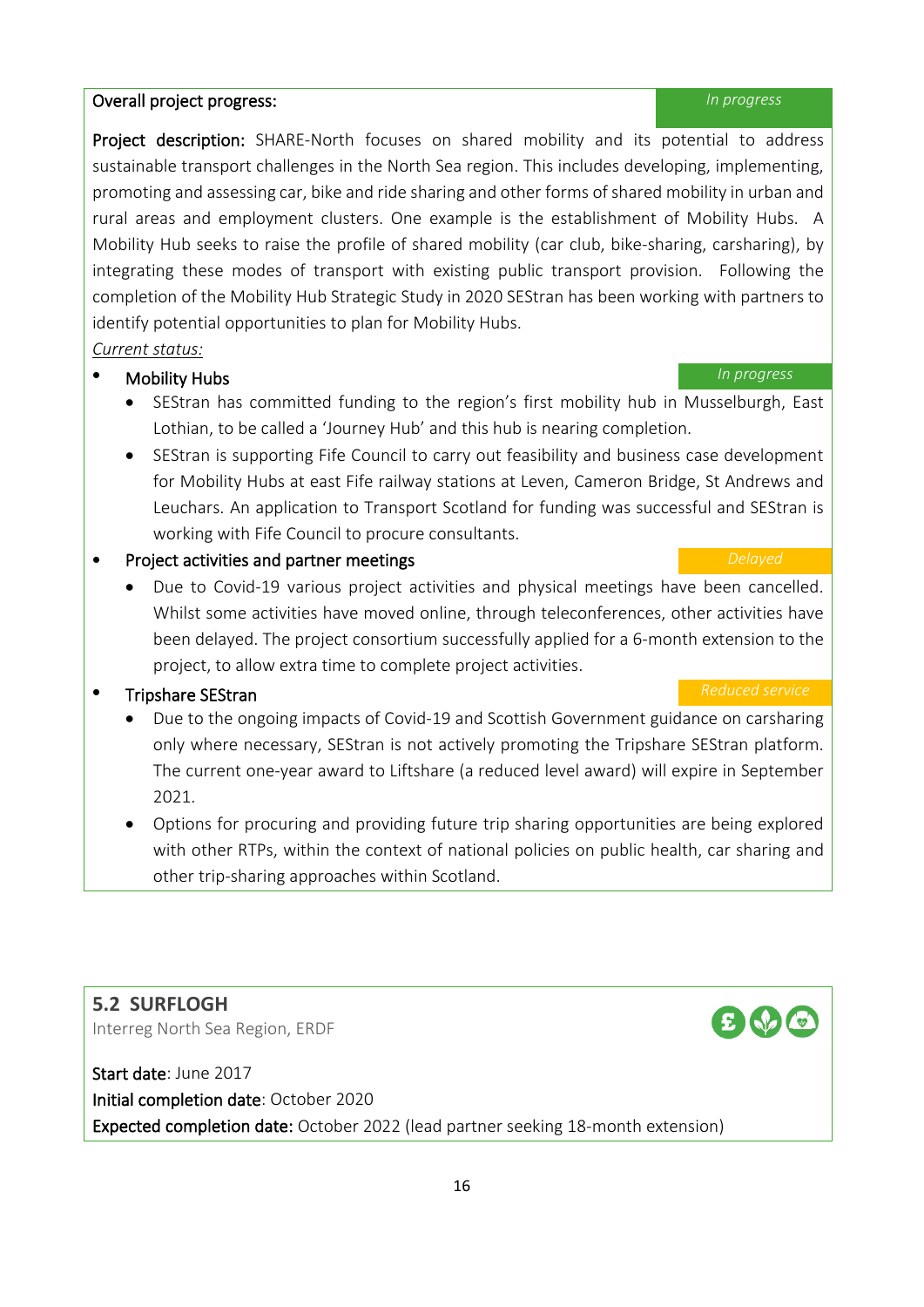**Overall project progress:** *In progress*

**Project description:** SHARE-North focuses on shared mobility and its potential to address sustainable transport challenges in the North Sea region. This includes developing, implementing, promoting and assessing car, bike and ride sharing and other forms of shared mobility in urban and rural areas and employment clusters. One example is the establishment of Mobility Hubs. A Mobility Hub seeks to raise the profile of shared mobility (car club, bike-sharing, carsharing), by integrating these modes of transport with existing public transport provision. Following the completion of the Mobility Hub Strategic Study in 2020 SEStran has been working with partners to identify potential opportunities to plan for Mobility Hubs.

*Current status:*

- Mobility Hubs — *In progress*
  - SEStran has committed funding to the region's first mobility hub in Musselburgh, East Lothian, to be called a 'Journey Hub' and this hub is nearing completion.
  - SEStran is supporting Fife Council to carry out feasibility and business case development for Mobility Hubs at east Fife railway stations at Leven, Cameron Bridge, St Andrews and Leuchars. An application to Transport Scotland for funding was successful and SEStran is working with Fife Council to procure consultants.
- Project activities and partner meetings — *Delayed*
  - Due to Covid-19 various project activities and physical meetings have been cancelled. Whilst some activities have moved online, through teleconferences, other activities have been delayed. The project consortium successfully applied for a 6-month extension to the project, to allow extra time to complete project activities.
- Tripshare SEStran — *Reduced service*
  - Due to the ongoing impacts of Covid-19 and Scottish Government guidance on carsharing only where necessary, SEStran is not actively promoting the Tripshare SEStran platform. The current one-year award to Liftshare (a reduced level award) will expire in September 2021.
  - Options for procuring and providing future trip sharing opportunities are being explored with other RTPs, within the context of national policies on public health, car sharing and other trip-sharing approaches within Scotland.

## 5.2 SURFLOGH

Interreg North Sea Region, ERDF

**Start date**: June 2017

**Initial completion date**: October 2020

**Expected completion date:** October 2022 (lead partner seeking 18-month extension)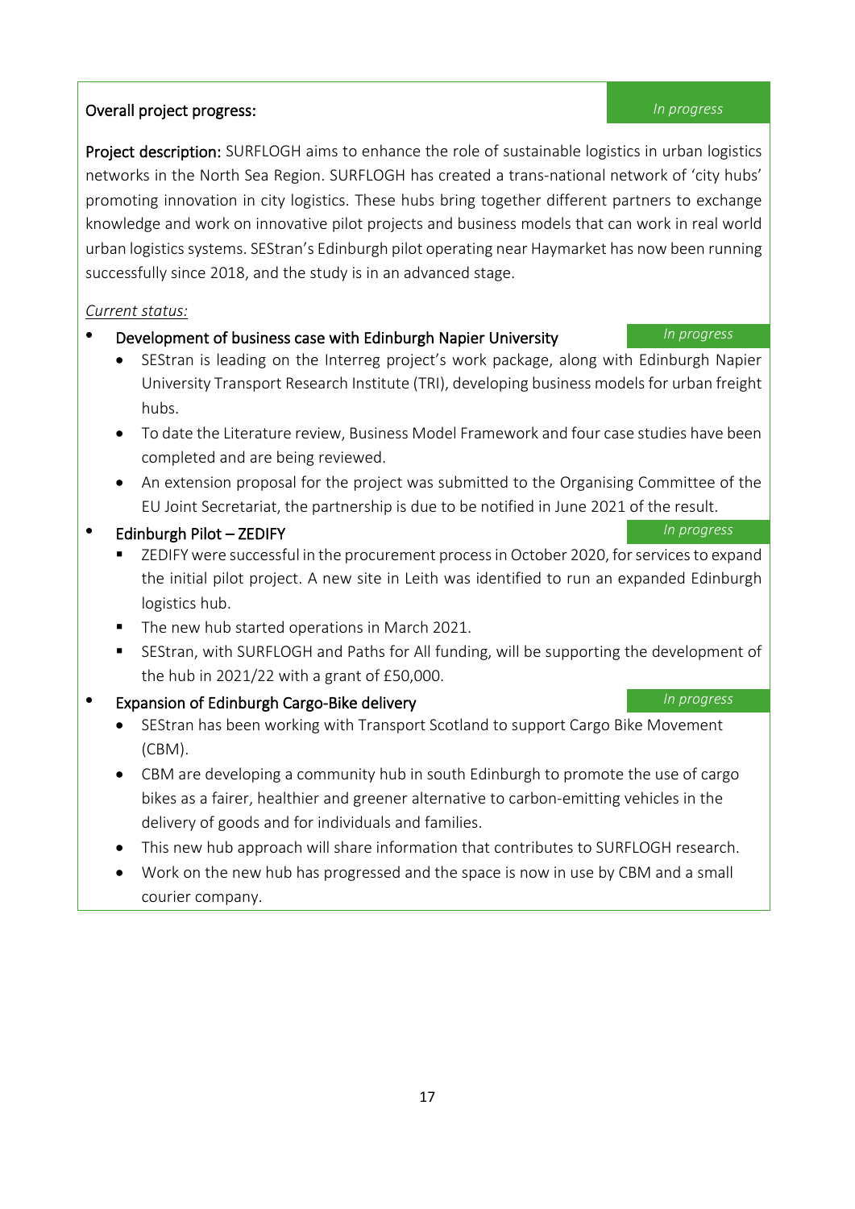Overall project progress: *In progress*

**Project description:** SURFLOGH aims to enhance the role of sustainable logistics in urban logistics networks in the North Sea Region. SURFLOGH has created a trans-national network of 'city hubs' promoting innovation in city logistics. These hubs bring together different partners to exchange knowledge and work on innovative pilot projects and business models that can work in real world urban logistics systems. SEStran's Edinburgh pilot operating near Haymarket has now been running successfully since 2018, and the study is in an advanced stage.

*Current status:*

- Development of business case with Edinburgh Napier University *In progress*
  - SEStran is leading on the Interreg project's work package, along with Edinburgh Napier University Transport Research Institute (TRI), developing business models for urban freight hubs.
  - To date the Literature review, Business Model Framework and four case studies have been completed and are being reviewed.
  - An extension proposal for the project was submitted to the Organising Committee of the EU Joint Secretariat, the partnership is due to be notified in June 2021 of the result.
- Edinburgh Pilot – ZEDIFY *In progress*
  - ZEDIFY were successful in the procurement process in October 2020, for services to expand the initial pilot project. A new site in Leith was identified to run an expanded Edinburgh logistics hub.
  - The new hub started operations in March 2021.
  - SEStran, with SURFLOGH and Paths for All funding, will be supporting the development of the hub in 2021/22 with a grant of £50,000.
- Expansion of Edinburgh Cargo-Bike delivery *In progress*
  - SEStran has been working with Transport Scotland to support Cargo Bike Movement (CBM).
  - CBM are developing a community hub in south Edinburgh to promote the use of cargo bikes as a fairer, healthier and greener alternative to carbon-emitting vehicles in the delivery of goods and for individuals and families.
  - This new hub approach will share information that contributes to SURFLOGH research.
  - Work on the new hub has progressed and the space is now in use by CBM and a small courier company.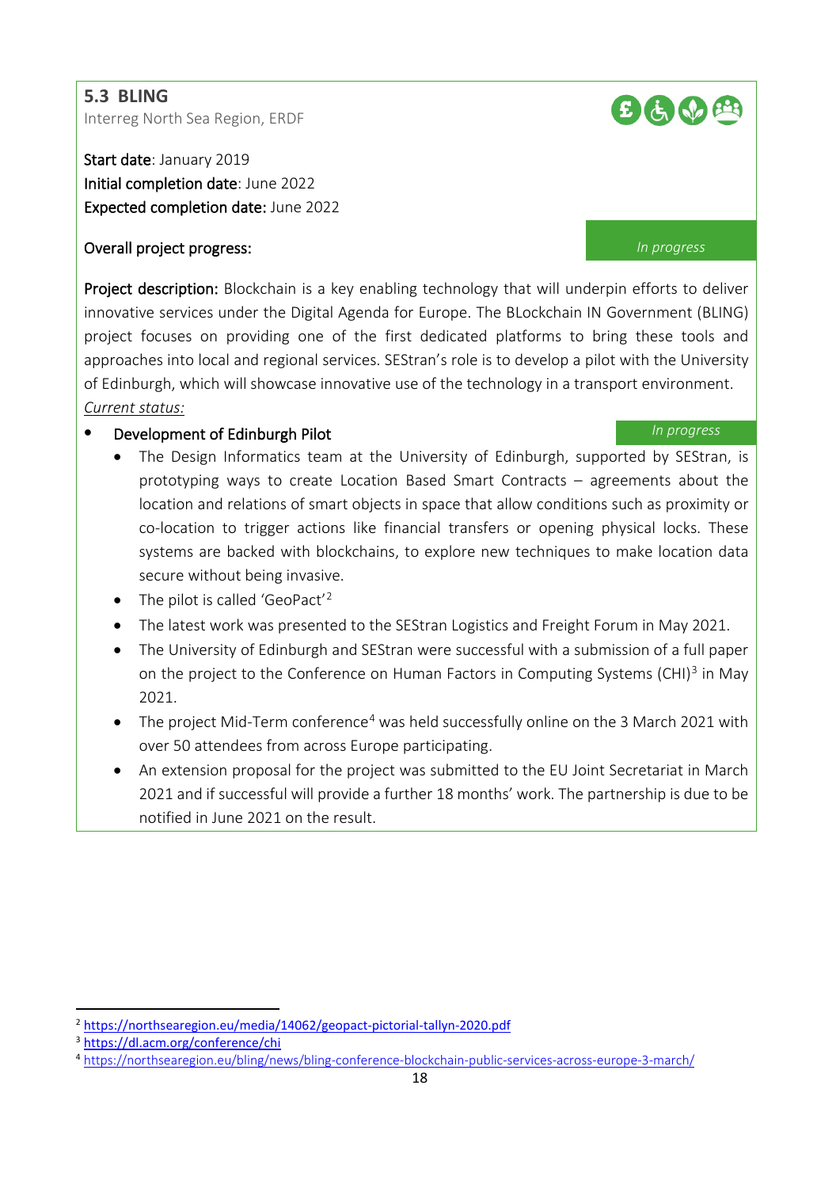### 5.3 BLING

Interreg North Sea Region, ERDF

**Start date**: January 2019
**Initial completion date**: June 2022
**Expected completion date:** June 2022

**Overall project progress:** *In progress*

**Project description:** Blockchain is a key enabling technology that will underpin efforts to deliver innovative services under the Digital Agenda for Europe. The BLockchain IN Government (BLING) project focuses on providing one of the first dedicated platforms to bring these tools and approaches into local and regional services. SEStran's role is to develop a pilot with the University of Edinburgh, which will showcase innovative use of the technology in a transport environment.

*Current status:*

- **Development of Edinburgh Pilot** *In progress*
  - The Design Informatics team at the University of Edinburgh, supported by SEStran, is prototyping ways to create Location Based Smart Contracts – agreements about the location and relations of smart objects in space that allow conditions such as proximity or co-location to trigger actions like financial transfers or opening physical locks. These systems are backed with blockchains, to explore new techniques to make location data secure without being invasive.
  - The pilot is called 'GeoPact'[2]
  - The latest work was presented to the SEStran Logistics and Freight Forum in May 2021.
  - The University of Edinburgh and SEStran were successful with a submission of a full paper on the project to the Conference on Human Factors in Computing Systems (CHI)[3] in May 2021.
  - The project Mid-Term conference[4] was held successfully online on the 3 March 2021 with over 50 attendees from across Europe participating.
  - An extension proposal for the project was submitted to the EU Joint Secretariat in March 2021 and if successful will provide a further 18 months' work. The partnership is due to be notified in June 2021 on the result.

---

[2] https://northsearegion.eu/media/14062/geopact-pictorial-tallyn-2020.pdf
[3] https://dl.acm.org/conference/chi
[4] https://northsearegion.eu/bling/news/bling-conference-blockchain-public-services-across-europe-3-march/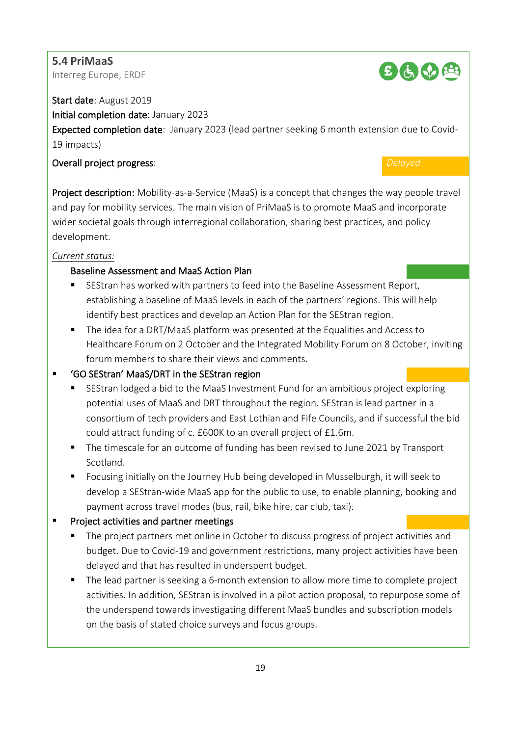## 5.4 PriMaaS

Interreg Europe, ERDF

**Start date**: August 2019

**Initial completion date**: January 2023

**Expected completion date**: January 2023 (lead partner seeking 6 month extension due to Covid-19 impacts)

**Overall project progress**: *Delayed*

**Project description:** Mobility-as-a-Service (MaaS) is a concept that changes the way people travel and pay for mobility services. The main vision of PriMaaS is to promote MaaS and incorporate wider societal goals through interregional collaboration, sharing best practices, and policy development.

*Current status:*

- Baseline Assessment and MaaS Action Plan
  - SEStran has worked with partners to feed into the Baseline Assessment Report, establishing a baseline of MaaS levels in each of the partners' regions. This will help identify best practices and develop an Action Plan for the SEStran region.
  - The idea for a DRT/MaaS platform was presented at the Equalities and Access to Healthcare Forum on 2 October and the Integrated Mobility Forum on 8 October, inviting forum members to share their views and comments.
- 'GO SEStran' MaaS/DRT in the SEStran region
  - SEStran lodged a bid to the MaaS Investment Fund for an ambitious project exploring potential uses of MaaS and DRT throughout the region. SEStran is lead partner in a consortium of tech providers and East Lothian and Fife Councils, and if successful the bid could attract funding of c. £600K to an overall project of £1.6m.
  - The timescale for an outcome of funding has been revised to June 2021 by Transport Scotland.
  - Focusing initially on the Journey Hub being developed in Musselburgh, it will seek to develop a SEStran-wide MaaS app for the public to use, to enable planning, booking and payment across travel modes (bus, rail, bike hire, car club, taxi).
- Project activities and partner meetings
  - The project partners met online in October to discuss progress of project activities and budget. Due to Covid-19 and government restrictions, many project activities have been delayed and that has resulted in underspent budget.
  - The lead partner is seeking a 6-month extension to allow more time to complete project activities. In addition, SEStran is involved in a pilot action proposal, to repurpose some of the underspend towards investigating different MaaS bundles and subscription models on the basis of stated choice surveys and focus groups.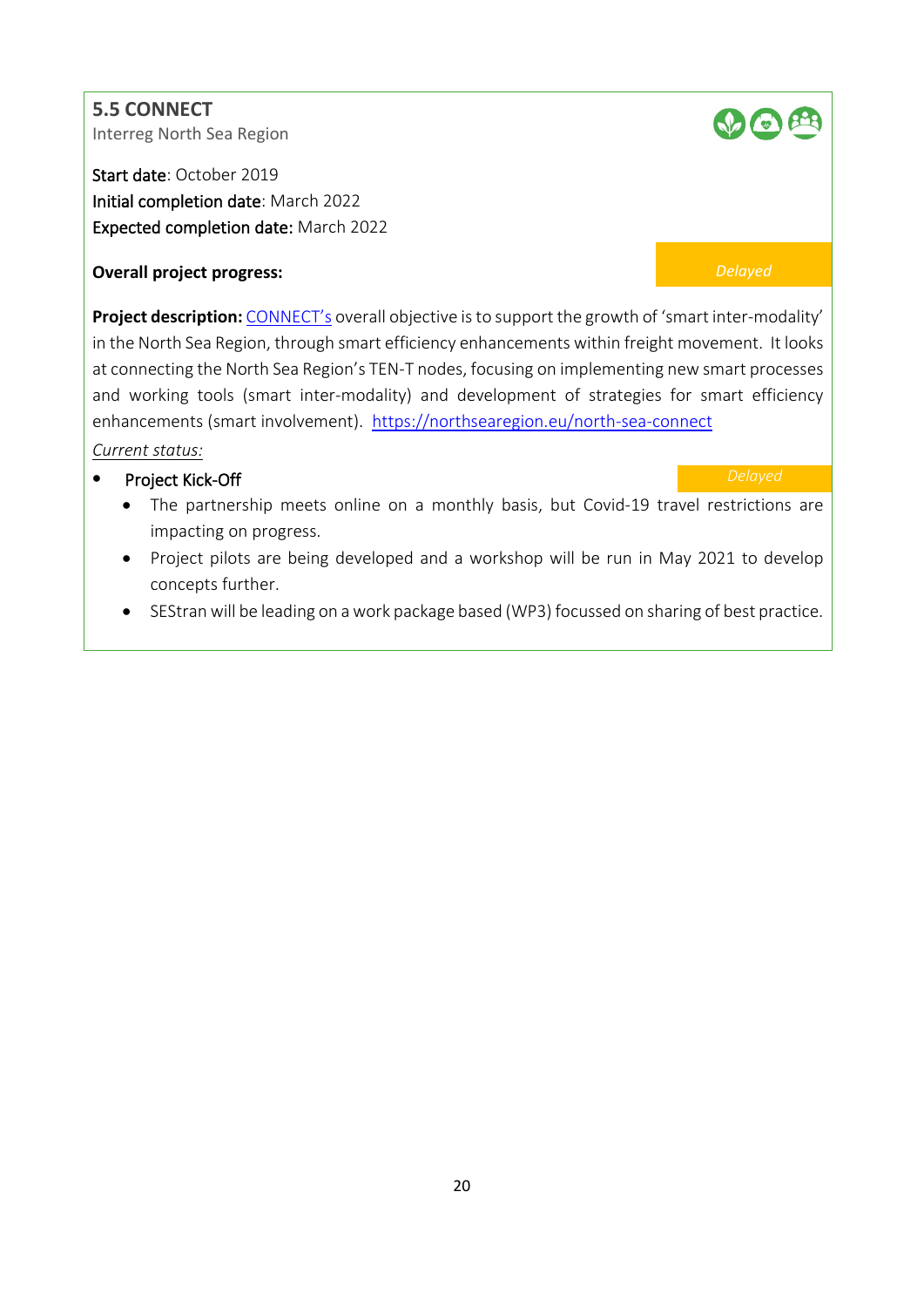## 5.5 CONNECT

Interreg North Sea Region

**Start date**: October 2019
**Initial completion date**: March 2022
**Expected completion date:** March 2022

**Overall project progress:** *Delayed*

**Project description:** CONNECT's overall objective is to support the growth of 'smart inter-modality' in the North Sea Region, through smart efficiency enhancements within freight movement. It looks at connecting the North Sea Region's TEN-T nodes, focusing on implementing new smart processes and working tools (smart inter-modality) and development of strategies for smart efficiency enhancements (smart involvement). https://northsearegion.eu/north-sea-connect

*Current status:*

- Project Kick-Off — *Delayed*
    - The partnership meets online on a monthly basis, but Covid-19 travel restrictions are impacting on progress.
    - Project pilots are being developed and a workshop will be run in May 2021 to develop concepts further.
    - SEStran will be leading on a work package based (WP3) focussed on sharing of best practice.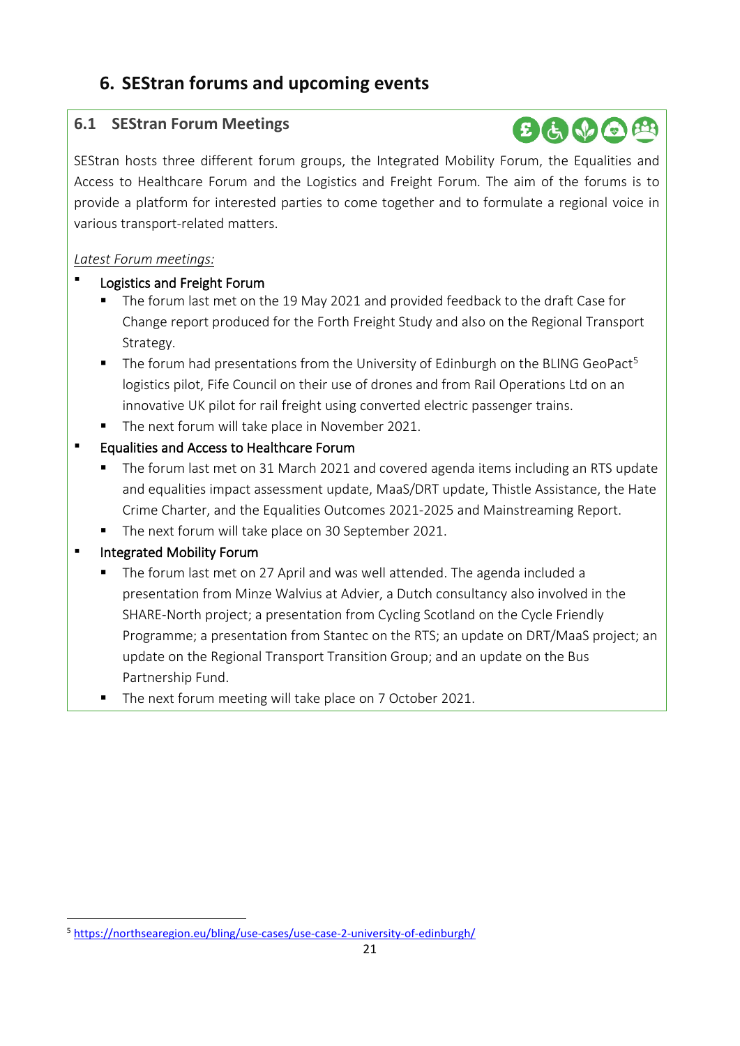## 6. SEStran forums and upcoming events

### 6.1 SEStran Forum Meetings

SEStran hosts three different forum groups, the Integrated Mobility Forum, the Equalities and Access to Healthcare Forum and the Logistics and Freight Forum. The aim of the forums is to provide a platform for interested parties to come together and to formulate a regional voice in various transport-related matters.

*Latest Forum meetings:*

- Logistics and Freight Forum
  - The forum last met on the 19 May 2021 and provided feedback to the draft Case for Change report produced for the Forth Freight Study and also on the Regional Transport Strategy.
  - The forum had presentations from the University of Edinburgh on the BLING GeoPact[5] logistics pilot, Fife Council on their use of drones and from Rail Operations Ltd on an innovative UK pilot for rail freight using converted electric passenger trains.
  - The next forum will take place in November 2021.
- Equalities and Access to Healthcare Forum
  - The forum last met on 31 March 2021 and covered agenda items including an RTS update and equalities impact assessment update, MaaS/DRT update, Thistle Assistance, the Hate Crime Charter, and the Equalities Outcomes 2021-2025 and Mainstreaming Report.
  - The next forum will take place on 30 September 2021.
- Integrated Mobility Forum
  - The forum last met on 27 April and was well attended. The agenda included a presentation from Minze Walvius at Advier, a Dutch consultancy also involved in the SHARE-North project; a presentation from Cycling Scotland on the Cycle Friendly Programme; a presentation from Stantec on the RTS; an update on DRT/MaaS project; an update on the Regional Transport Transition Group; and an update on the Bus Partnership Fund.
  - The next forum meeting will take place on 7 October 2021.

[5] https://northsearegion.eu/bling/use-cases/use-case-2-university-of-edinburgh/